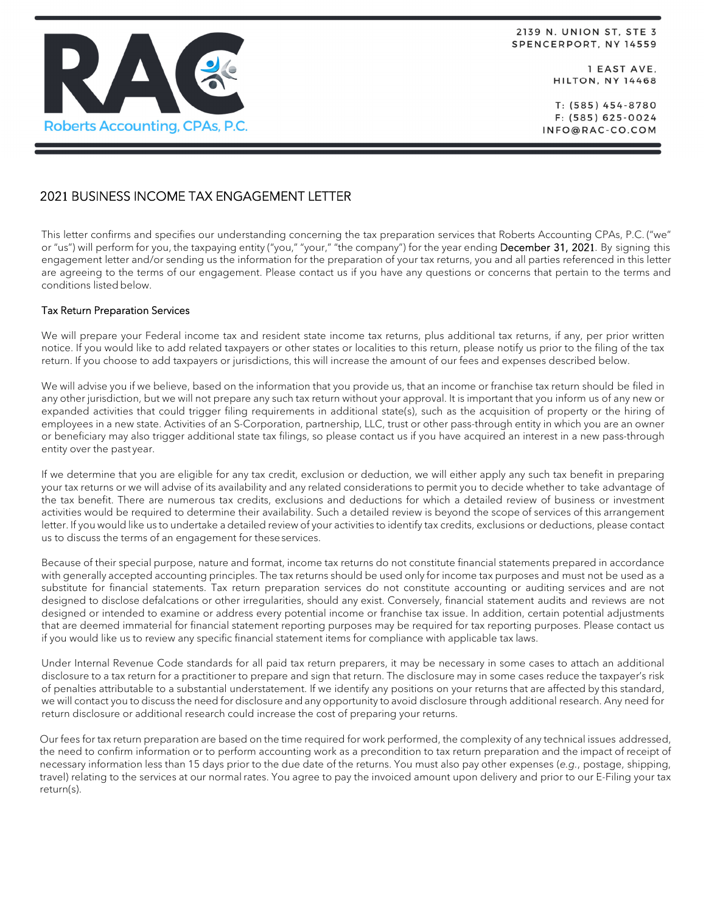RAC
Roberts Accounting, CPAs, P.C.

2139 N. UNION ST, STE 3
SPENCERPORT, NY 14559

1 EAST AVE,
HILTON, NY 14468

T: (585) 454-8780
F: (585) 625-0024
INFO@RAC-CO.COM

# 2021 BUSINESS INCOME TAX ENGAGEMENT LETTER

This letter confirms and specifies our understanding concerning the tax preparation services that Roberts Accounting CPAs, P.C. ("we" or "us") will perform for you, the taxpaying entity ("you," "your," "the company") for the year ending December 31, 2021. By signing this engagement letter and/or sending us the information for the preparation of your tax returns, you and all parties referenced in this letter are agreeing to the terms of our engagement. Please contact us if you have any questions or concerns that pertain to the terms and conditions listed below.

## Tax Return Preparation Services

We will prepare your Federal income tax and resident state income tax returns, plus additional tax returns, if any, per prior written notice. If you would like to add related taxpayers or other states or localities to this return, please notify us prior to the filing of the tax return. If you choose to add taxpayers or jurisdictions, this will increase the amount of our fees and expenses described below.

We will advise you if we believe, based on the information that you provide us, that an income or franchise tax return should be filed in any other jurisdiction, but we will not prepare any such tax return without your approval. It is important that you inform us of any new or expanded activities that could trigger filing requirements in additional state(s), such as the acquisition of property or the hiring of employees in a new state. Activities of an S-Corporation, partnership, LLC, trust or other pass-through entity in which you are an owner or beneficiary may also trigger additional state tax filings, so please contact us if you have acquired an interest in a new pass-through entity over the past year.

If we determine that you are eligible for any tax credit, exclusion or deduction, we will either apply any such tax benefit in preparing your tax returns or we will advise of its availability and any related considerations to permit you to decide whether to take advantage of the tax benefit. There are numerous tax credits, exclusions and deductions for which a detailed review of business or investment activities would be required to determine their availability. Such a detailed review is beyond the scope of services of this arrangement letter. If you would like us to undertake a detailed review of your activities to identify tax credits, exclusions or deductions, please contact us to discuss the terms of an engagement for these services.

Because of their special purpose, nature and format, income tax returns do not constitute financial statements prepared in accordance with generally accepted accounting principles. The tax returns should be used only for income tax purposes and must not be used as a substitute for financial statements. Tax return preparation services do not constitute accounting or auditing services and are not designed to disclose defalcations or other irregularities, should any exist. Conversely, financial statement audits and reviews are not designed or intended to examine or address every potential income or franchise tax issue. In addition, certain potential adjustments that are deemed immaterial for financial statement reporting purposes may be required for tax reporting purposes. Please contact us if you would like us to review any specific financial statement items for compliance with applicable tax laws.

Under Internal Revenue Code standards for all paid tax return preparers, it may be necessary in some cases to attach an additional disclosure to a tax return for a practitioner to prepare and sign that return. The disclosure may in some cases reduce the taxpayer's risk of penalties attributable to a substantial understatement. If we identify any positions on your returns that are affected by this standard, we will contact you to discuss the need for disclosure and any opportunity to avoid disclosure through additional research. Any need for return disclosure or additional research could increase the cost of preparing your returns.

Our fees for tax return preparation are based on the time required for work performed, the complexity of any technical issues addressed, the need to confirm information or to perform accounting work as a precondition to tax return preparation and the impact of receipt of necessary information less than 15 days prior to the due date of the returns. You must also pay other expenses (*e.g.*, postage, shipping, travel) relating to the services at our normal rates. You agree to pay the invoiced amount upon delivery and prior to our E-Filing your tax return(s).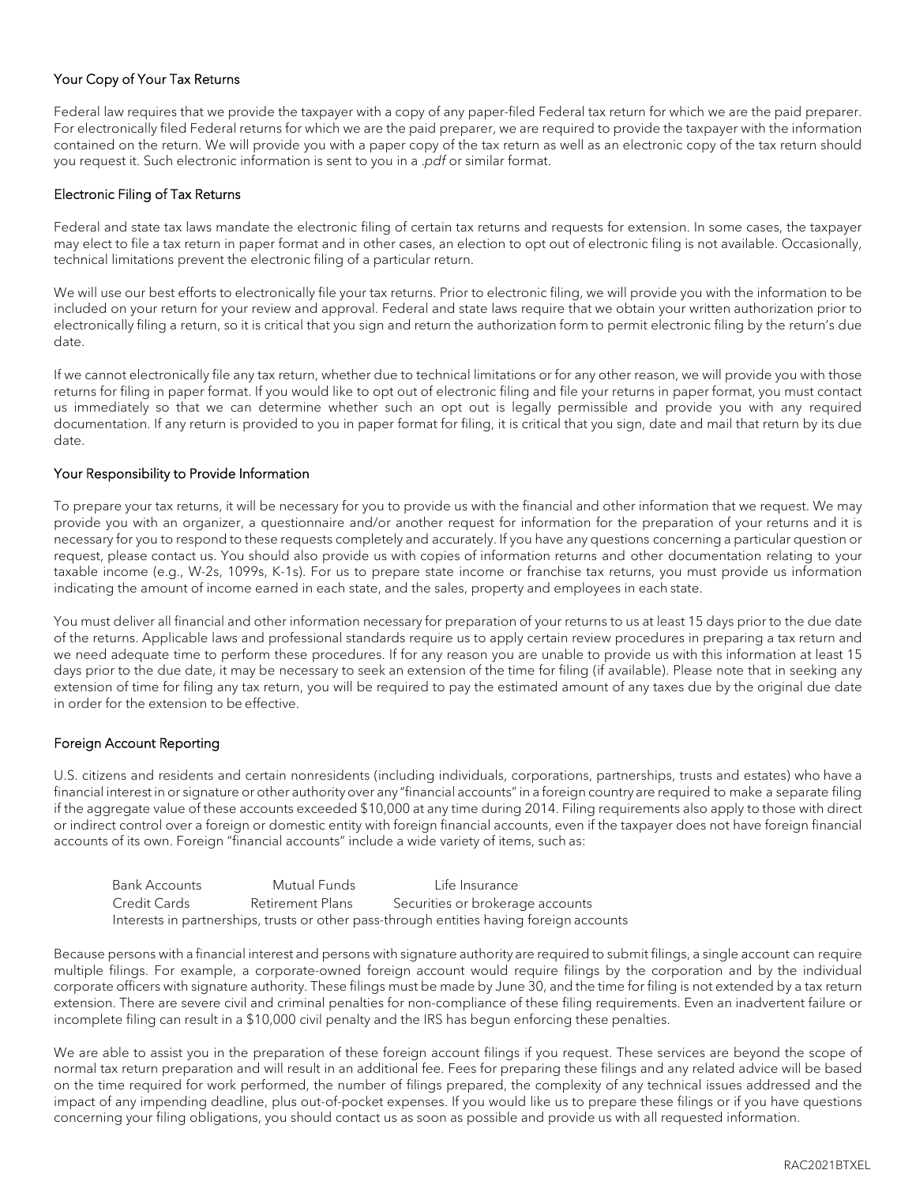### Your Copy of Your Tax Returns

Federal law requires that we provide the taxpayer with a copy of any paper-filed Federal tax return for which we are the paid preparer. For electronically filed Federal returns for which we are the paid preparer, we are required to provide the taxpayer with the information contained on the return. We will provide you with a paper copy of the tax return as well as an electronic copy of the tax return should you request it. Such electronic information is sent to you in a *.pdf* or similar format.

### Electronic Filing of Tax Returns

Federal and state tax laws mandate the electronic filing of certain tax returns and requests for extension. In some cases, the taxpayer may elect to file a tax return in paper format and in other cases, an election to opt out of electronic filing is not available. Occasionally, technical limitations prevent the electronic filing of a particular return.

We will use our best efforts to electronically file your tax returns. Prior to electronic filing, we will provide you with the information to be included on your return for your review and approval. Federal and state laws require that we obtain your written authorization prior to electronically filing a return, so it is critical that you sign and return the authorization form to permit electronic filing by the return's due date.

If we cannot electronically file any tax return, whether due to technical limitations or for any other reason, we will provide you with those returns for filing in paper format. If you would like to opt out of electronic filing and file your returns in paper format, you must contact us immediately so that we can determine whether such an opt out is legally permissible and provide you with any required documentation. If any return is provided to you in paper format for filing, it is critical that you sign, date and mail that return by its due date.

### Your Responsibility to Provide Information

To prepare your tax returns, it will be necessary for you to provide us with the financial and other information that we request. We may provide you with an organizer, a questionnaire and/or another request for information for the preparation of your returns and it is necessary for you to respond to these requests completely and accurately. If you have any questions concerning a particular question or request, please contact us. You should also provide us with copies of information returns and other documentation relating to your taxable income (e.g., W-2s, 1099s, K-1s). For us to prepare state income or franchise tax returns, you must provide us information indicating the amount of income earned in each state, and the sales, property and employees in each state.

You must deliver all financial and other information necessary for preparation of your returns to us at least 15 days prior to the due date of the returns. Applicable laws and professional standards require us to apply certain review procedures in preparing a tax return and we need adequate time to perform these procedures. If for any reason you are unable to provide us with this information at least 15 days prior to the due date, it may be necessary to seek an extension of the time for filing (if available). Please note that in seeking any extension of time for filing any tax return, you will be required to pay the estimated amount of any taxes due by the original due date in order for the extension to be effective.

### Foreign Account Reporting

U.S. citizens and residents and certain nonresidents (including individuals, corporations, partnerships, trusts and estates) who have a financial interest in or signature or other authority over any "financial accounts" in a foreign country are required to make a separate filing if the aggregate value of these accounts exceeded $10,000 at any time during 2014. Filing requirements also apply to those with direct or indirect control over a foreign or domestic entity with foreign financial accounts, even if the taxpayer does not have foreign financial accounts of its own. Foreign "financial accounts" include a wide variety of items, such as:

| | | |
|---|---|---|
| Bank Accounts | Mutual Funds | Life Insurance |
| Credit Cards | Retirement Plans | Securities or brokerage accounts |
| Interests in partnerships, trusts or other pass-through entities having foreign accounts | | |

Because persons with a financial interest and persons with signature authority are required to submit filings, a single account can require multiple filings. For example, a corporate-owned foreign account would require filings by the corporation and by the individual corporate officers with signature authority. These filings must be made by June 30, and the time for filing is not extended by a tax return extension. There are severe civil and criminal penalties for non-compliance of these filing requirements. Even an inadvertent failure or incomplete filing can result in a $10,000 civil penalty and the IRS has begun enforcing these penalties.

We are able to assist you in the preparation of these foreign account filings if you request. These services are beyond the scope of normal tax return preparation and will result in an additional fee. Fees for preparing these filings and any related advice will be based on the time required for work performed, the number of filings prepared, the complexity of any technical issues addressed and the impact of any impending deadline, plus out-of-pocket expenses. If you would like us to prepare these filings or if you have questions concerning your filing obligations, you should contact us as soon as possible and provide us with all requested information.

RAC2021BTXEL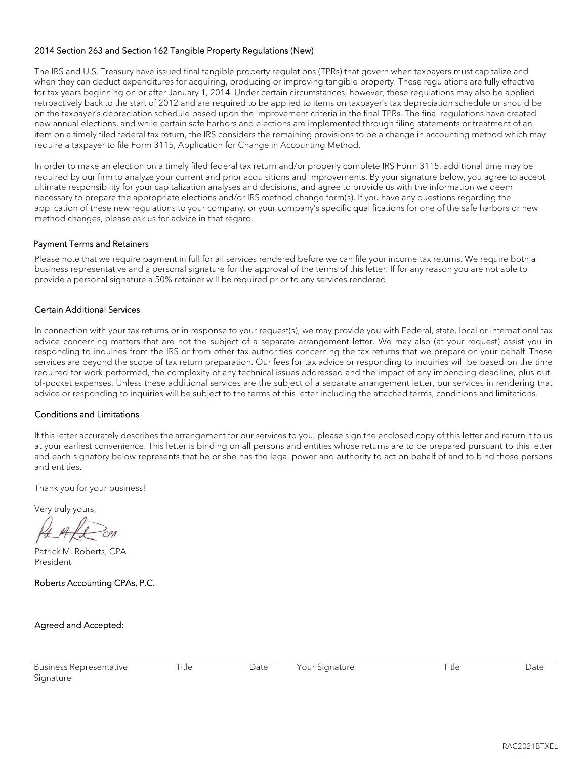## 2014 Section 263 and Section 162 Tangible Property Regulations (New)

The IRS and U.S. Treasury have issued final tangible property regulations (TPRs) that govern when taxpayers must capitalize and when they can deduct expenditures for acquiring, producing or improving tangible property. These regulations are fully effective for tax years beginning on or after January 1, 2014. Under certain circumstances, however, these regulations may also be applied retroactively back to the start of 2012 and are required to be applied to items on taxpayer's tax depreciation schedule or should be on the taxpayer's depreciation schedule based upon the improvement criteria in the final TPRs. The final regulations have created new annual elections, and while certain safe harbors and elections are implemented through filing statements or treatment of an item on a timely filed federal tax return, the IRS considers the remaining provisions to be a change in accounting method which may require a taxpayer to file Form 3115, Application for Change in Accounting Method.

In order to make an election on a timely filed federal tax return and/or properly complete IRS Form 3115, additional time may be required by our firm to analyze your current and prior acquisitions and improvements. By your signature below, you agree to accept ultimate responsibility for your capitalization analyses and decisions, and agree to provide us with the information we deem necessary to prepare the appropriate elections and/or IRS method change form(s). If you have any questions regarding the application of these new regulations to your company, or your company's specific qualifications for one of the safe harbors or new method changes, please ask us for advice in that regard.

## Payment Terms and Retainers

Please note that we require payment in full for all services rendered before we can file your income tax returns. We require both a business representative and a personal signature for the approval of the terms of this letter. If for any reason you are not able to provide a personal signature a 50% retainer will be required prior to any services rendered.

## Certain Additional Services

In connection with your tax returns or in response to your request(s), we may provide you with Federal, state, local or international tax advice concerning matters that are not the subject of a separate arrangement letter. We may also (at your request) assist you in responding to inquiries from the IRS or from other tax authorities concerning the tax returns that we prepare on your behalf. These services are beyond the scope of tax return preparation. Our fees for tax advice or responding to inquiries will be based on the time required for work performed, the complexity of any technical issues addressed and the impact of any impending deadline, plus out-of-pocket expenses. Unless these additional services are the subject of a separate arrangement letter, our services in rendering that advice or responding to inquiries will be subject to the terms of this letter including the attached terms, conditions and limitations.

## Conditions and Limitations

If this letter accurately describes the arrangement for our services to you, please sign the enclosed copy of this letter and return it to us at your earliest convenience. This letter is binding on all persons and entities whose returns are to be prepared pursuant to this letter and each signatory below represents that he or she has the legal power and authority to act on behalf of and to bind those persons and entities.

Thank you for your business!

Very truly yours,

Patrick M. Roberts, CPA
President

Roberts Accounting CPAs, P.C.

Agreed and Accepted:

| Business Representative Signature | Title | Date | Your Signature | Title | Date |
|---|---|---|---|---|---|

RAC2021BTXEL